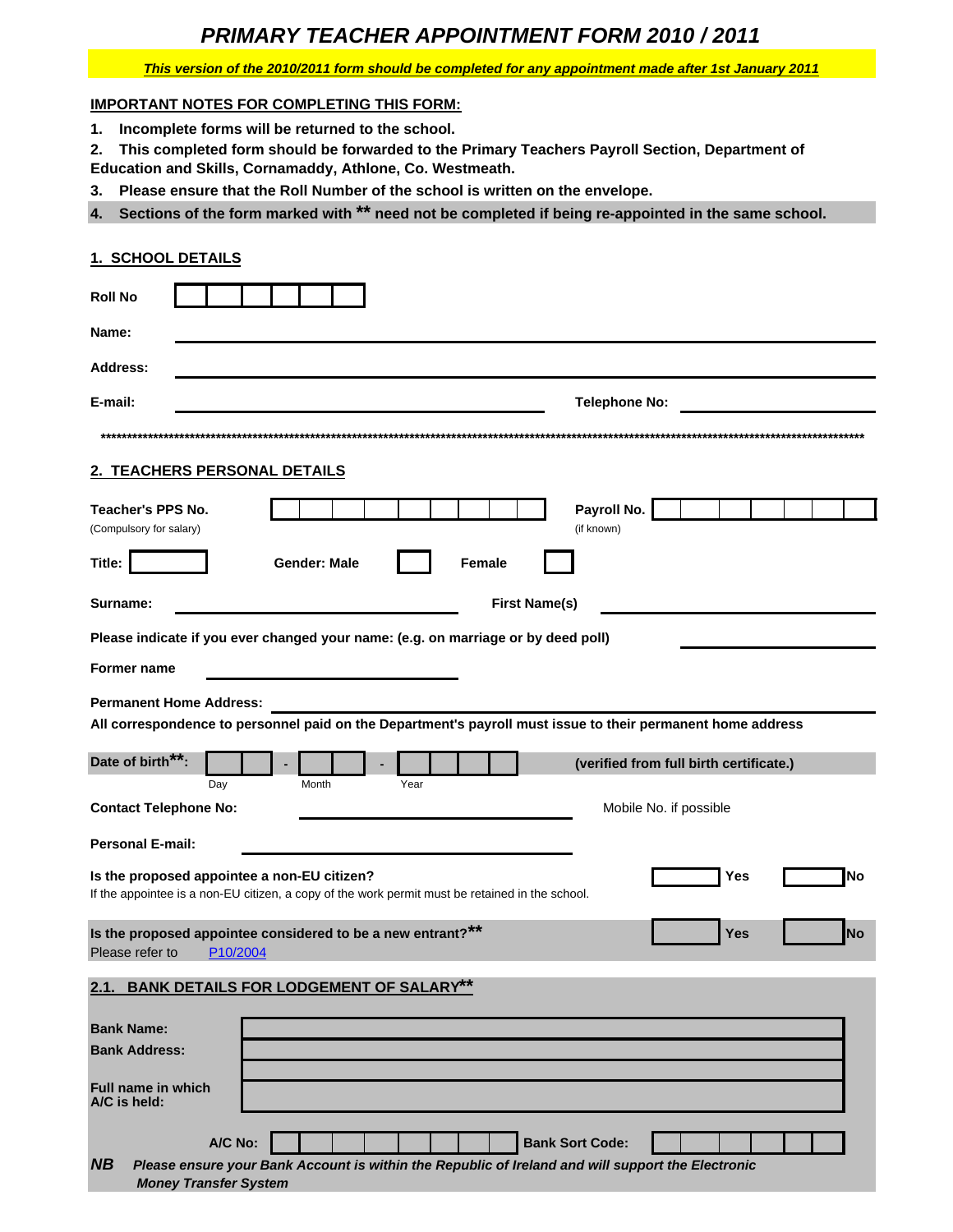# PRIMARY TEACHER APPOINTMENT FORM 2010 / 2011

***This version of the 2010/2011 form should be completed for any appointment made after 1st January 2011***

**IMPORTANT NOTES FOR COMPLETING THIS FORM:**

1. **Incomplete forms will be returned to the school.**
2. **This completed form should be forwarded to the Primary Teachers Payroll Section, Department of Education and Skills, Cornamaddy, Athlone, Co. Westmeath.**
3. **Please ensure that the Roll Number of the school is written on the envelope.**
4. **Sections of the form marked with \*\* need not be completed if being re-appointed in the same school.**

## 1. SCHOOL DETAILS

**Roll No** ______

**Name:** ______

**Address:** ______

**E-mail:** ______ **Telephone No:** ______

\*\*\*\*\*\*\*\*\*\*\*\*\*\*\*\*\*\*\*\*\*\*\*\*\*\*\*\*\*\*\*\*\*\*\*\*\*\*\*\*\*\*\*\*\*\*\*\*\*\*\*\*\*\*\*\*\*\*\*\*\*\*\*\*\*\*\*\*\*\*\*\*\*\*\*\*\*\*\*\*\*\*\*\*\*\*\*\*\*\*\*\*\*\*\*\*\*\*\*\*\*\*\*\*\*\*\*\*\*\*\*\*\*\*\*\*\*\*\*\*

## 2. TEACHERS PERSONAL DETAILS

**Teacher's PPS No.** ______ **Payroll No.** ______
(Compulsory for salary) (if known)

**Title:** ______ **Gender: Male** ☐ **Female** ☐

**Surname:** ______ **First Name(s)** ______

**Please indicate if you ever changed your name: (e.g. on marriage or by deed poll)** ______

**Former name** ______

**Permanent Home Address:** ______

**All correspondence to personnel paid on the Department's payroll must issue to their permanent home address**

**Date of birth\*\*:** ____ - ____ - ______ **(verified from full birth certificate.)**
Day Month Year

**Contact Telephone No:** ______ Mobile No. if possible

**Personal E-mail:** ______

**Is the proposed appointee a non-EU citizen?** ☐ **Yes** ☐ **No**
If the appointee is a non-EU citizen, a copy of the work permit must be retained in the school.

**Is the proposed appointee considered to be a new entrant?\*\*** ☐ **Yes** ☐ **No**
Please refer to P10/2004

### 2.1. BANK DETAILS FOR LODGEMENT OF SALARY\*\*

**Bank Name:** ______

**Bank Address:** ______

**Full name in which A/C is held:** ______

**A/C No:** ______ **Bank Sort Code:** ______

***NB*** ***Please ensure your Bank Account is within the Republic of Ireland and will support the Electronic Money Transfer System***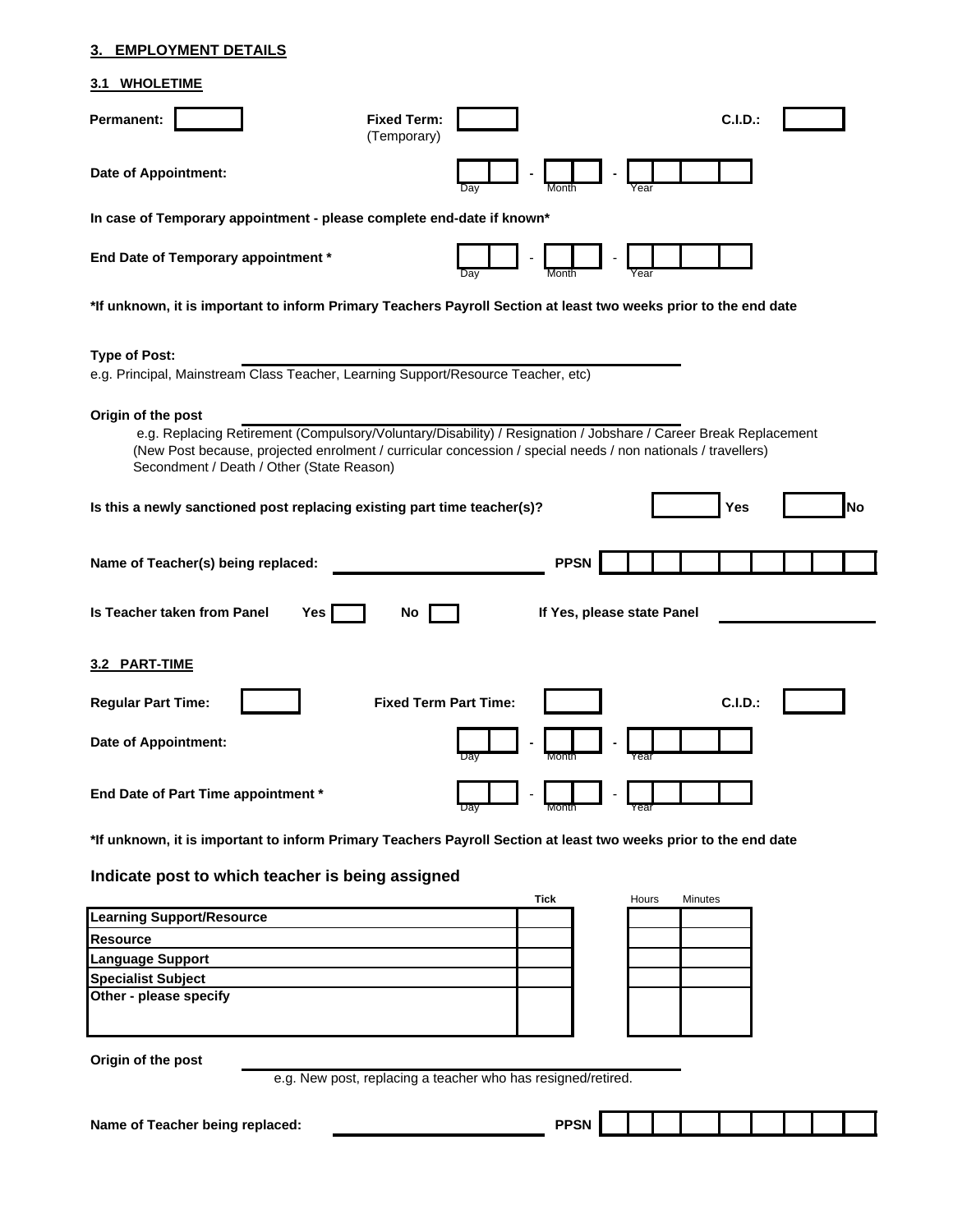## 3. EMPLOYMENT DETAILS

### 3.1 WHOLETIME

**Permanent:** ______ **Fixed Term:** (Temporary) ______ **C.I.D.:** ______

**Date of Appointment:** ___ ___ - ___ ___ - ___ ___ ___ ___
Day Month Year

**In case of Temporary appointment - please complete end-date if known***

**End Date of Temporary appointment *** ___ ___ - ___ ___ - ___ ___ ___ ___
Day Month Year

***If unknown, it is important to inform Primary Teachers Payroll Section at least two weeks prior to the end date**

**Type of Post:** ______________________________
e.g. Principal, Mainstream Class Teacher, Learning Support/Resource Teacher, etc)

**Origin of the post** ______________________________
e.g. Replacing Retirement (Compulsory/Voluntary/Disability) / Resignation / Jobshare / Career Break Replacement
(New Post because, projected enrolment / curricular concession / special needs / non nationals / travellers)
Secondment / Death / Other (State Reason)

**Is this a newly sanctioned post replacing existing part time teacher(s)?** ______ **Yes** ______ **No**

**Name of Teacher(s) being replaced:** ______________________ **PPSN** ___ ___ ___ ___ ___ ___ ___ ___ ___ ___

**Is Teacher taken from Panel** **Yes** ___ **No** ___ **If Yes, please state Panel** ______________

### 3.2 PART-TIME

**Regular Part Time:** ______ **Fixed Term Part Time:** ______ **C.I.D.:** ______

**Date of Appointment:** ___ ___ - ___ ___ - ___ ___ ___ ___
Day Month Year

**End Date of Part Time appointment *** ___ ___ - ___ ___ - ___ ___ ___ ___
Day Month Year

***If unknown, it is important to inform Primary Teachers Payroll Section at least two weeks prior to the end date**

**Indicate post to which teacher is being assigned**

| | Tick | Hours | Minutes |
|---|---|---|---|
| **Learning Support/Resource** | | | |
| **Resource** | | | |
| **Language Support** | | | |
| **Specialist Subject** | | | |
| **Other - please specify** | | | |

**Origin of the post** ______________________________
e.g. New post, replacing a teacher who has resigned/retired.

**Name of Teacher being replaced:** ______________________ **PPSN** ___ ___ ___ ___ ___ ___ ___ ___ ___ ___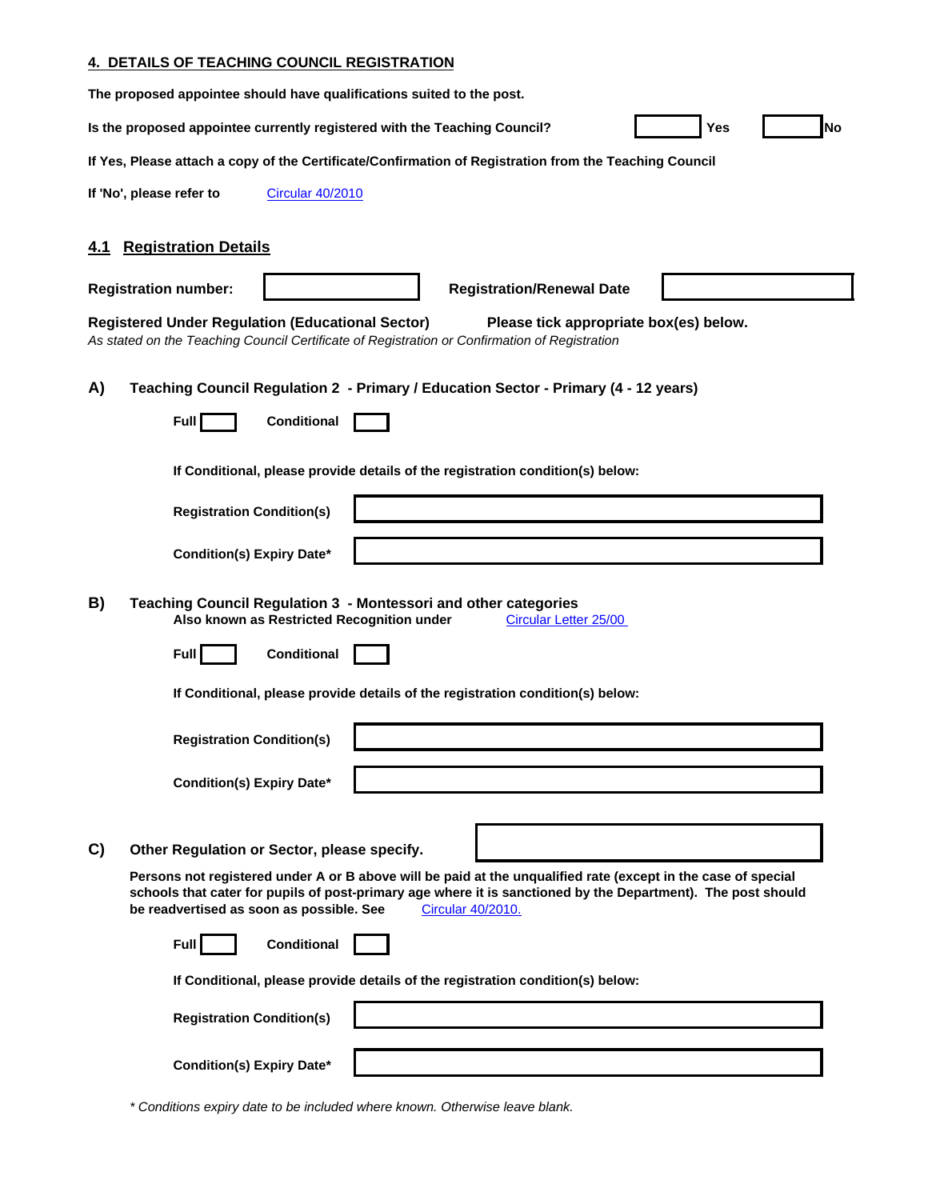## 4. DETAILS OF TEACHING COUNCIL REGISTRATION

**The proposed appointee should have qualifications suited to the post.**

**Is the proposed appointee currently registered with the Teaching Council?** ☐ **Yes** ☐ **No**

**If Yes, Please attach a copy of the Certificate/Confirmation of Registration from the Teaching Council**

**If 'No', please refer to** [Circular 40/2010]

### 4.1 Registration Details

**Registration number:** ________ **Registration/Renewal Date** ________

**Registered Under Regulation (Educational Sector)** **Please tick appropriate box(es) below.**
*As stated on the Teaching Council Certificate of Registration or Confirmation of Registration*

**A) Teaching Council Regulation 2 - Primary / Education Sector - Primary (4 - 12 years)**

**Full** ☐ **Conditional** ☐

**If Conditional, please provide details of the registration condition(s) below:**

**Registration Condition(s)** ________

**Condition(s) Expiry Date*** ________

**B) Teaching Council Regulation 3 - Montessori and other categories**
**Also known as Restricted Recognition under** [Circular Letter 25/00]

**Full** ☐ **Conditional** ☐

**If Conditional, please provide details of the registration condition(s) below:**

**Registration Condition(s)** ________

**Condition(s) Expiry Date*** ________

**C) Other Regulation or Sector, please specify.** ________

**Persons not registered under A or B above will be paid at the unqualified rate (except in the case of special schools that cater for pupils of post-primary age where it is sanctioned by the Department). The post should be readvertised as soon as possible. See** [Circular 40/2010.]

**Full** ☐ **Conditional** ☐

**If Conditional, please provide details of the registration condition(s) below:**

**Registration Condition(s)** ________

**Condition(s) Expiry Date*** ________

*\* Conditions expiry date to be included where known. Otherwise leave blank.*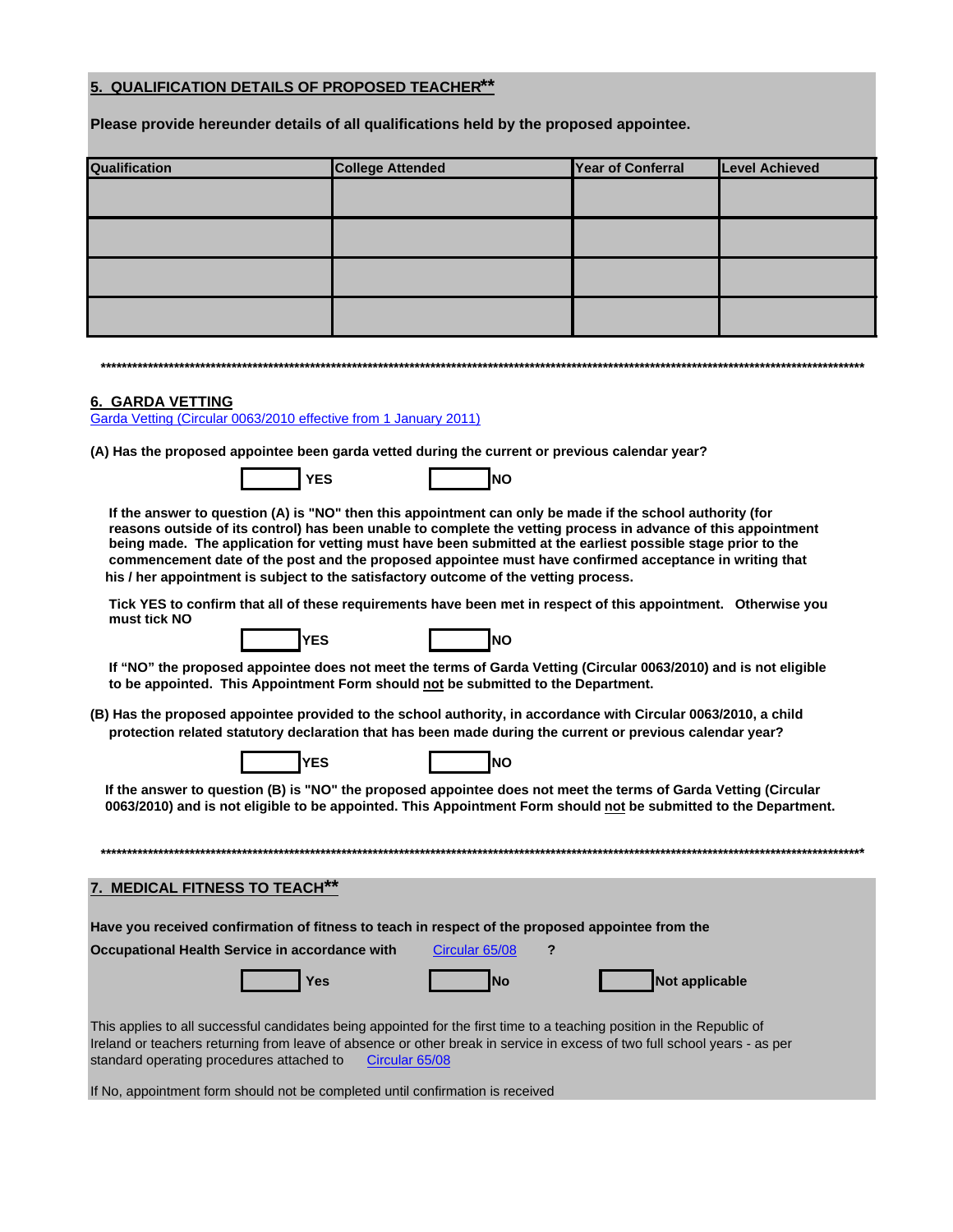## 5. QUALIFICATION DETAILS OF PROPOSED TEACHER**

**Please provide hereunder details of all qualifications held by the proposed appointee.**

| Qualification | College Attended | Year of Conferral | Level Achieved |
|---|---|---|---|
| | | | |
| | | | |
| | | | |
| | | | |

******************************************************************************************************************************

## 6. GARDA VETTING

[Garda Vetting (Circular 0063/2010 effective from 1 January 2011)]

**(A) Has the proposed appointee been garda vetted during the current or previous calendar year?**

☐ **YES** ☐ **NO**

**If the answer to question (A) is "NO" then this appointment can only be made if the school authority (for reasons outside of its control) has been unable to complete the vetting process in advance of this appointment being made. The application for vetting must have been submitted at the earliest possible stage prior to the commencement date of the post and the proposed appointee must have confirmed acceptance in writing that his / her appointment is subject to the satisfactory outcome of the vetting process.**

**Tick YES to confirm that all of these requirements have been met in respect of this appointment. Otherwise you must tick NO**

☐ **YES** ☐ **NO**

**If "NO" the proposed appointee does not meet the terms of Garda Vetting (Circular 0063/2010) and is not eligible to be appointed. This Appointment Form should <u>not</u> be submitted to the Department.**

**(B) Has the proposed appointee provided to the school authority, in accordance with Circular 0063/2010, a child protection related statutory declaration that has been made during the current or previous calendar year?**

☐ **YES** ☐ **NO**

**If the answer to question (B) is "NO" the proposed appointee does not meet the terms of Garda Vetting (Circular 0063/2010) and is not eligible to be appointed. This Appointment Form should <u>not</u> be submitted to the Department.**

******************************************************************************************************************************

## 7. MEDICAL FITNESS TO TEACH**

**Have you received confirmation of fitness to teach in respect of the proposed appointee from the Occupational Health Service in accordance with** Circular 65/08 **?**

☐ **Yes** ☐ **No** ☐ **Not applicable**

This applies to all successful candidates being appointed for the first time to a teaching position in the Republic of Ireland or teachers returning from leave of absence or other break in service in excess of two full school years - as per standard operating procedures attached to Circular 65/08

If No, appointment form should not be completed until confirmation is received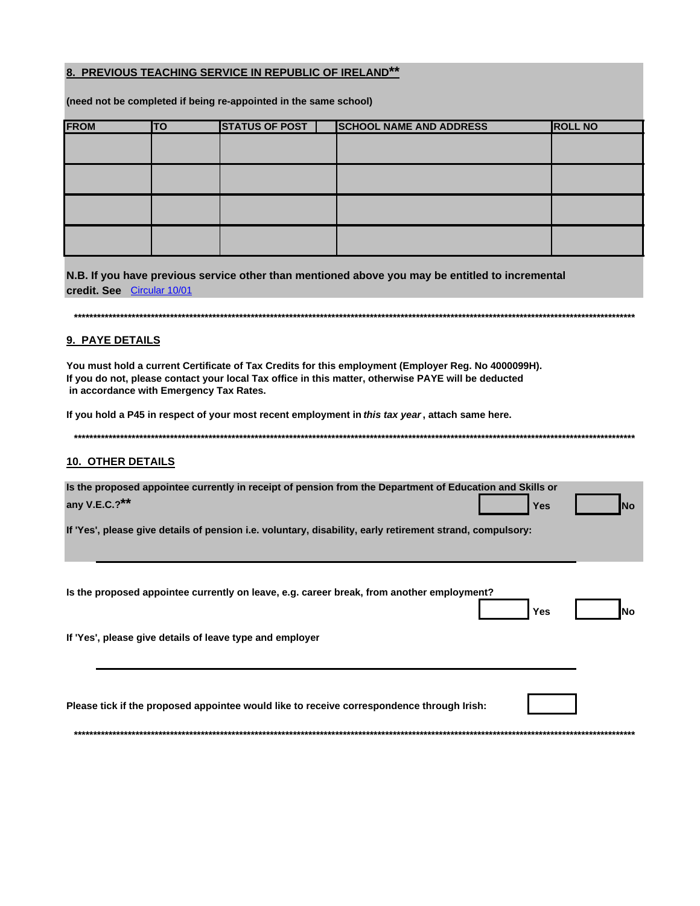## 8. PREVIOUS TEACHING SERVICE IN REPUBLIC OF IRELAND**

**(need not be completed if being re-appointed in the same school)**

| FROM | TO | STATUS OF POST | SCHOOL NAME AND ADDRESS | ROLL NO |
|---|---|---|---|---|
| | | | | |
| | | | | |
| | | | | |
| | | | | |

**N.B. If you have previous service other than mentioned above you may be entitled to incremental credit. See** Circular 10/01

*******************************************************************************************

## 9. PAYE DETAILS

**You must hold a current Certificate of Tax Credits for this employment (Employer Reg. No 4000099H). If you do not, please contact your local Tax office in this matter, otherwise PAYE will be deducted in accordance with Emergency Tax Rates.**

**If you hold a P45 in respect of your most recent employment in *this tax year*, attach same here.**

*******************************************************************************************

## 10. OTHER DETAILS

**Is the proposed appointee currently in receipt of pension from the Department of Education and Skills or any V.E.C.?**** ☐ **Yes** ☐ **No**

**If 'Yes', please give details of pension i.e. voluntary, disability, early retirement strand, compulsory:**

______________________________________________________________________

**Is the proposed appointee currently on leave, e.g. career break, from another employment?** ☐ **Yes** ☐ **No**

**If 'Yes', please give details of leave type and employer**

______________________________________________________________________

**Please tick if the proposed appointee would like to receive correspondence through Irish:** ☐

*******************************************************************************************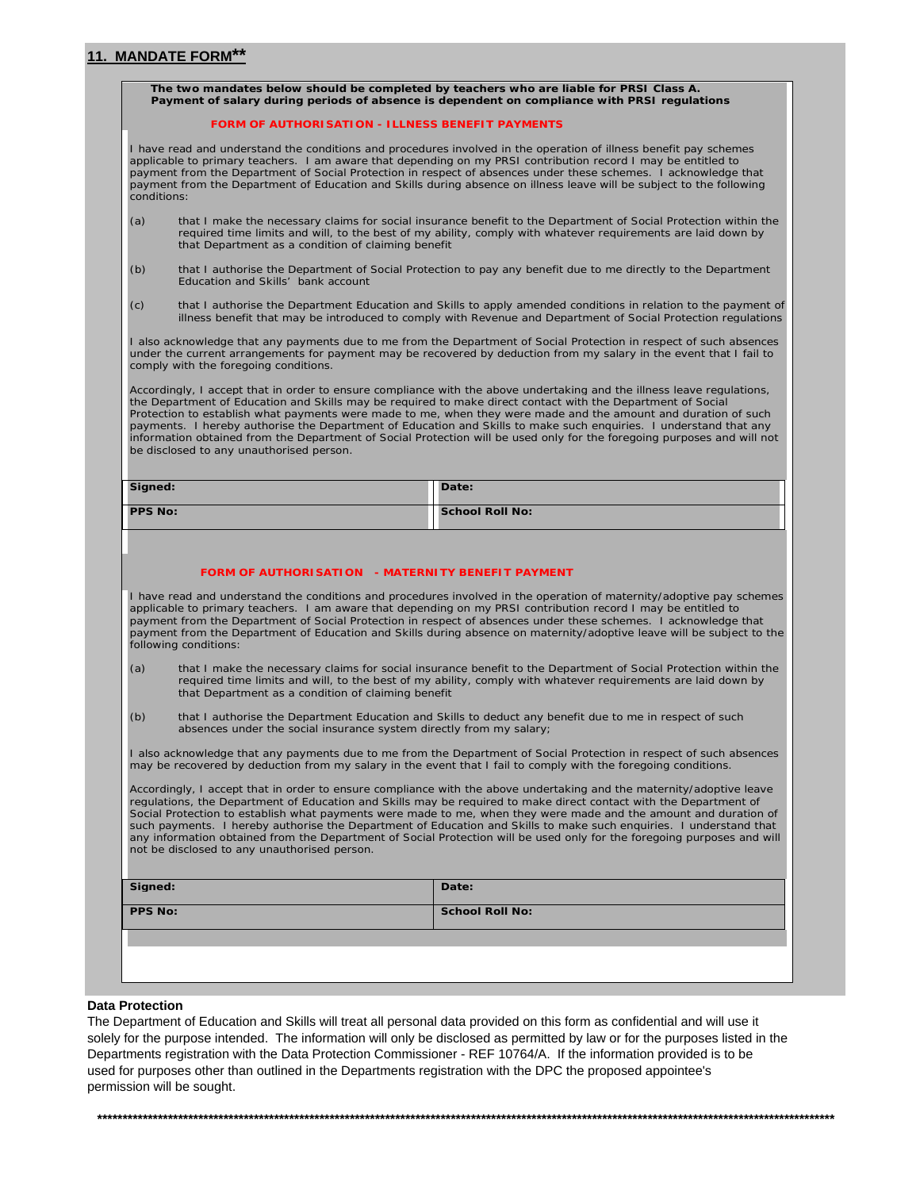## 11. MANDATE FORM**

**The two mandates below should be completed by teachers who are liable for PRSI Class A. Payment of salary during periods of absence is dependent on compliance with PRSI regulations**

**FORM OF AUTHORISATION - ILLNESS BENEFIT PAYMENTS**

I have read and understand the conditions and procedures involved in the operation of illness benefit pay schemes applicable to primary teachers. I am aware that depending on my PRSI contribution record I may be entitled to payment from the Department of Social Protection in respect of absences under these schemes. I acknowledge that payment from the Department of Education and Skills during absence on illness leave will be subject to the following conditions:

(a) that I make the necessary claims for social insurance benefit to the Department of Social Protection within the required time limits and will, to the best of my ability, comply with whatever requirements are laid down by that Department as a condition of claiming benefit

(b) that I authorise the Department of Social Protection to pay any benefit due to me directly to the Department Education and Skills' bank account

(c) that I authorise the Department Education and Skills to apply amended conditions in relation to the payment of illness benefit that may be introduced to comply with Revenue and Department of Social Protection regulations

I also acknowledge that any payments due to me from the Department of Social Protection in respect of such absences under the current arrangements for payment may be recovered by deduction from my salary in the event that I fail to comply with the foregoing conditions.

Accordingly, I accept that in order to ensure compliance with the above undertaking and the illness leave regulations, the Department of Education and Skills may be required to make direct contact with the Department of Social Protection to establish what payments were made to me, when they were made and the amount and duration of such payments. I hereby authorise the Department of Education and Skills to make such enquiries. I understand that any information obtained from the Department of Social Protection will be used only for the foregoing purposes and will not be disclosed to any unauthorised person.

| **Signed:** | **Date:** |
|---|---|
| **PPS No:** | **School Roll No:** |

**FORM OF AUTHORISATION - MATERNITY BENEFIT PAYMENT**

I have read and understand the conditions and procedures involved in the operation of maternity/adoptive pay schemes applicable to primary teachers. I am aware that depending on my PRSI contribution record I may be entitled to payment from the Department of Social Protection in respect of absences under these schemes. I acknowledge that payment from the Department of Education and Skills during absence on maternity/adoptive leave will be subject to the following conditions:

(a) that I make the necessary claims for social insurance benefit to the Department of Social Protection within the required time limits and will, to the best of my ability, comply with whatever requirements are laid down by that Department as a condition of claiming benefit

(b) that I authorise the Department Education and Skills to deduct any benefit due to me in respect of such absences under the social insurance system directly from my salary;

I also acknowledge that any payments due to me from the Department of Social Protection in respect of such absences may be recovered by deduction from my salary in the event that I fail to comply with the foregoing conditions.

Accordingly, I accept that in order to ensure compliance with the above undertaking and the maternity/adoptive leave regulations, the Department of Education and Skills may be required to make direct contact with the Department of Social Protection to establish what payments were made to me, when they were made and the amount and duration of such payments. I hereby authorise the Department of Education and Skills to make such enquiries. I understand that any information obtained from the Department of Social Protection will be used only for the foregoing purposes and will not be disclosed to any unauthorised person.

| **Signed:** | **Date:** |
|---|---|
| **PPS No:** | **School Roll No:** |

**Data Protection**

The Department of Education and Skills will treat all personal data provided on this form as confidential and will use it solely for the purpose intended. The information will only be disclosed as permitted by law or for the purposes listed in the Departments registration with the Data Protection Commissioner - REF 10764/A. If the information provided is to be used for purposes other than outlined in the Departments registration with the DPC the proposed appointee's permission will be sought.

**************************************************************************************************************************************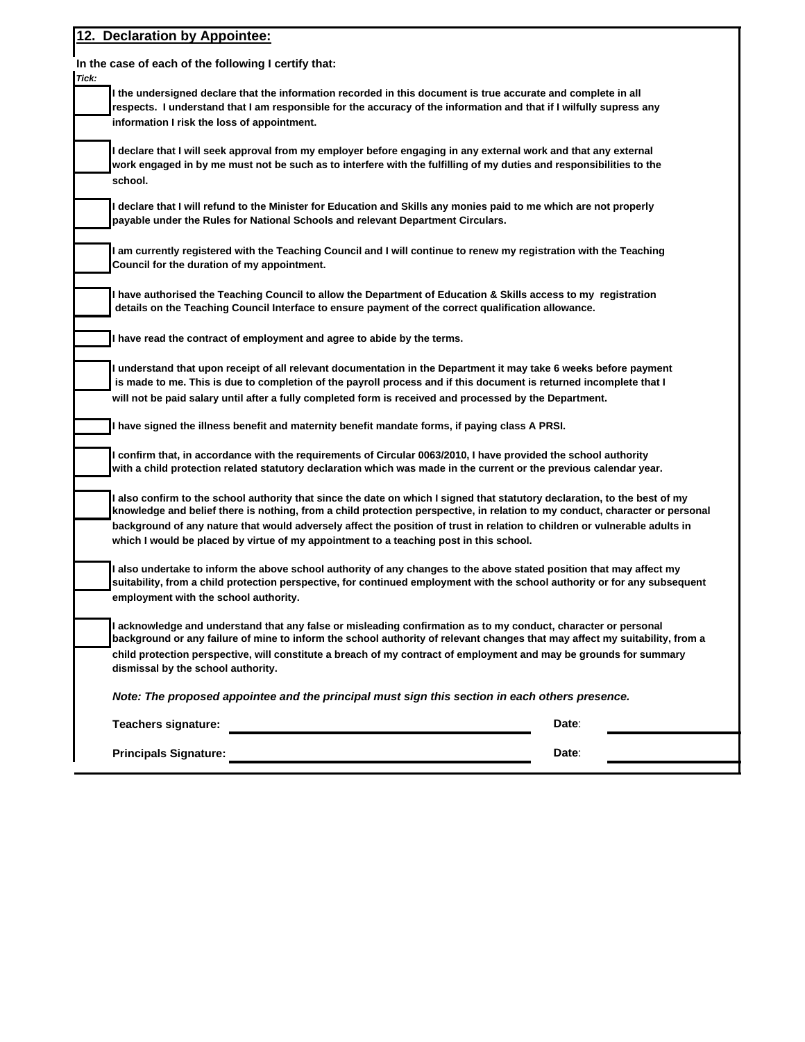## 12. Declaration by Appointee:

**In the case of each of the following I certify that:**

***Tick:***

- [ ] **I the undersigned declare that the information recorded in this document is true accurate and complete in all respects. I understand that I am responsible for the accuracy of the information and that if I wilfully supress any information I risk the loss of appointment.**

- [ ] **I declare that I will seek approval from my employer before engaging in any external work and that any external work engaged in by me must not be such as to interfere with the fulfilling of my duties and responsibilities to the school.**

- [ ] **I declare that I will refund to the Minister for Education and Skills any monies paid to me which are not properly payable under the Rules for National Schools and relevant Department Circulars.**

- [ ] **I am currently registered with the Teaching Council and I will continue to renew my registration with the Teaching Council for the duration of my appointment.**

- [ ] **I have authorised the Teaching Council to allow the Department of Education & Skills access to my registration details on the Teaching Council Interface to ensure payment of the correct qualification allowance.**

- [ ] **I have read the contract of employment and agree to abide by the terms.**

- [ ] **I understand that upon receipt of all relevant documentation in the Department it may take 6 weeks before payment is made to me. This is due to completion of the payroll process and if this document is returned incomplete that I will not be paid salary until after a fully completed form is received and processed by the Department.**

- [ ] **I have signed the illness benefit and maternity benefit mandate forms, if paying class A PRSI.**

- [ ] **I confirm that, in accordance with the requirements of Circular 0063/2010, I have provided the school authority with a child protection related statutory declaration which was made in the current or the previous calendar year.**

- [ ] **I also confirm to the school authority that since the date on which I signed that statutory declaration, to the best of my knowledge and belief there is nothing, from a child protection perspective, in relation to my conduct, character or personal background of any nature that would adversely affect the position of trust in relation to children or vulnerable adults in which I would be placed by virtue of my appointment to a teaching post in this school.**

- [ ] **I also undertake to inform the above school authority of any changes to the above stated position that may affect my suitability, from a child protection perspective, for continued employment with the school authority or for any subsequent employment with the school authority.**

- [ ] **I acknowledge and understand that any false or misleading confirmation as to my conduct, character or personal background or any failure of mine to inform the school authority of relevant changes that may affect my suitability, from a child protection perspective, will constitute a breach of my contract of employment and may be grounds for summary dismissal by the school authority.**

***Note: The proposed appointee and the principal must sign this section in each others presence.***

**Teachers signature:** ______________________________ **Date**: ______________

**Principals Signature:** ______________________________ **Date**: ______________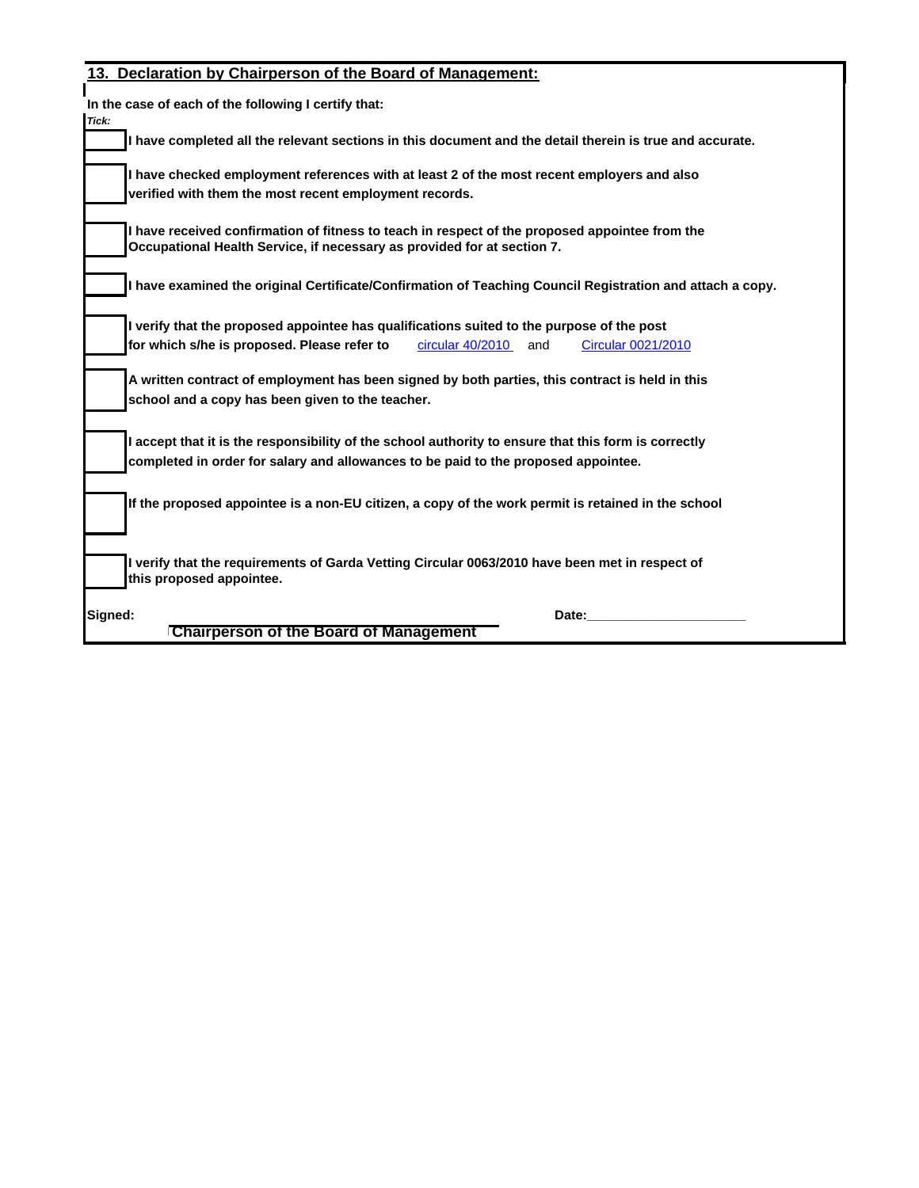## 13. Declaration by Chairperson of the Board of Management:

**In the case of each of the following I certify that:**

*Tick:*

- [ ] **I have completed all the relevant sections in this document and the detail therein is true and accurate.**
- [ ] **I have checked employment references with at least 2 of the most recent employers and also verified with them the most recent employment records.**
- [ ] **I have received confirmation of fitness to teach in respect of the proposed appointee from the Occupational Health Service, if necessary as provided for at section 7.**
- [ ] **I have examined the original Certificate/Confirmation of Teaching Council Registration and attach a copy.**
- [ ] **I verify that the proposed appointee has qualifications suited to the purpose of the post for which s/he is proposed. Please refer to** circular 40/2010 and Circular 0021/2010
- [ ] **A written contract of employment has been signed by both parties, this contract is held in this school and a copy has been given to the teacher.**
- [ ] **I accept that it is the responsibility of the school authority to ensure that this form is correctly completed in order for salary and allowances to be paid to the proposed appointee.**
- [ ] **If the proposed appointee is a non-EU citizen, a copy of the work permit is retained in the school**
- [ ] **I verify that the requirements of Garda Vetting Circular 0063/2010 have been met in respect of this proposed appointee.**

**Signed:** ______________________________ **Date:**______________________

**Chairperson of the Board of Management**